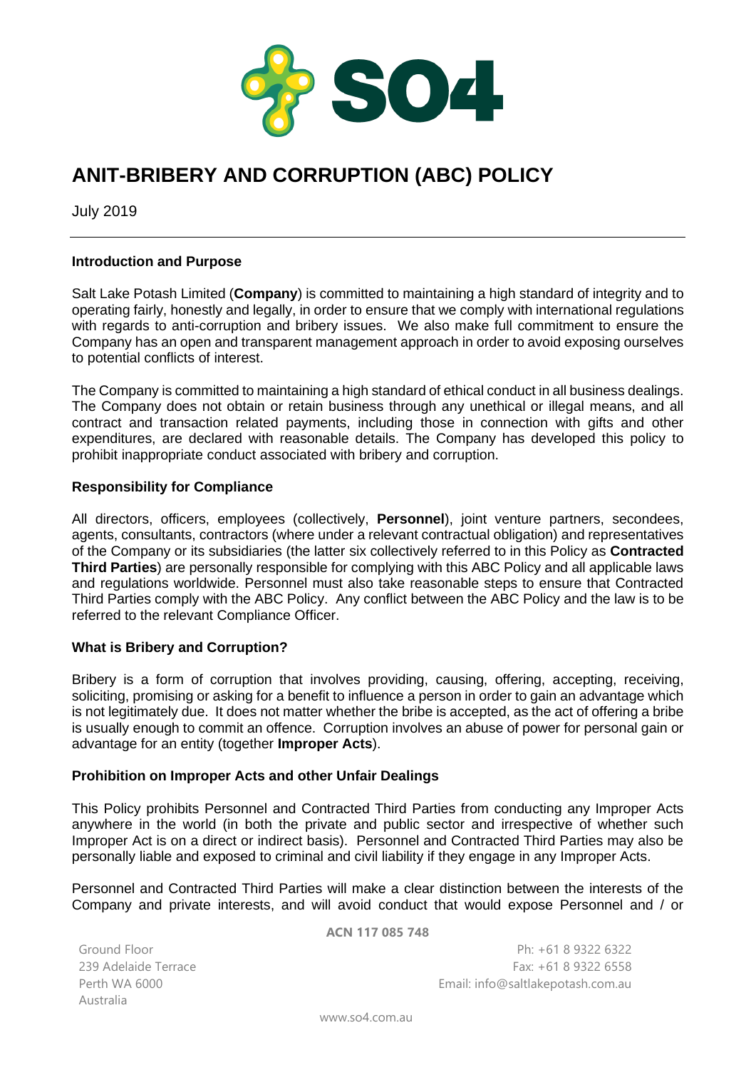# ANIT-BRIBERY AND CORRUPTION (ABC) POLICY

July 2019

---

**Introduction and Purpose**

Salt Lake Potash Limited (**Company**) is committed to maintaining a high standard of integrity and to operating fairly, honestly and legally, in order to ensure that we comply with international regulations with regards to anti-corruption and bribery issues. We also make full commitment to ensure the Company has an open and transparent management approach in order to avoid exposing ourselves to potential conflicts of interest.

The Company is committed to maintaining a high standard of ethical conduct in all business dealings. The Company does not obtain or retain business through any unethical or illegal means, and all contract and transaction related payments, including those in connection with gifts and other expenditures, are declared with reasonable details. The Company has developed this policy to prohibit inappropriate conduct associated with bribery and corruption.

**Responsibility for Compliance**

All directors, officers, employees (collectively, **Personnel**), joint venture partners, secondees, agents, consultants, contractors (where under a relevant contractual obligation) and representatives of the Company or its subsidiaries (the latter six collectively referred to in this Policy as **Contracted Third Parties**) are personally responsible for complying with this ABC Policy and all applicable laws and regulations worldwide. Personnel must also take reasonable steps to ensure that Contracted Third Parties comply with the ABC Policy. Any conflict between the ABC Policy and the law is to be referred to the relevant Compliance Officer.

**What is Bribery and Corruption?**

Bribery is a form of corruption that involves providing, causing, offering, accepting, receiving, soliciting, promising or asking for a benefit to influence a person in order to gain an advantage which is not legitimately due. It does not matter whether the bribe is accepted, as the act of offering a bribe is usually enough to commit an offence. Corruption involves an abuse of power for personal gain or advantage for an entity (together **Improper Acts**).

**Prohibition on Improper Acts and other Unfair Dealings**

This Policy prohibits Personnel and Contracted Third Parties from conducting any Improper Acts anywhere in the world (in both the private and public sector and irrespective of whether such Improper Act is on a direct or indirect basis). Personnel and Contracted Third Parties may also be personally liable and exposed to criminal and civil liability if they engage in any Improper Acts.

Personnel and Contracted Third Parties will make a clear distinction between the interests of the Company and private interests, and will avoid conduct that would expose Personnel and / or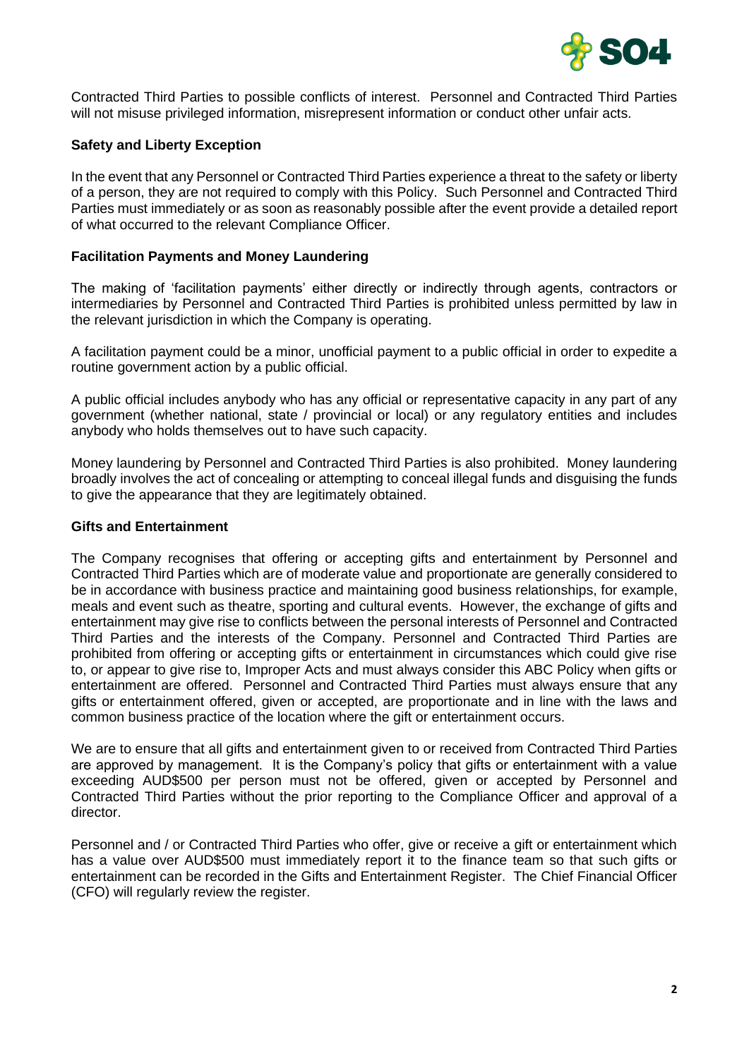Contracted Third Parties to possible conflicts of interest. Personnel and Contracted Third Parties will not misuse privileged information, misrepresent information or conduct other unfair acts.

**Safety and Liberty Exception**

In the event that any Personnel or Contracted Third Parties experience a threat to the safety or liberty of a person, they are not required to comply with this Policy. Such Personnel and Contracted Third Parties must immediately or as soon as reasonably possible after the event provide a detailed report of what occurred to the relevant Compliance Officer.

**Facilitation Payments and Money Laundering**

The making of 'facilitation payments' either directly or indirectly through agents, contractors or intermediaries by Personnel and Contracted Third Parties is prohibited unless permitted by law in the relevant jurisdiction in which the Company is operating.

A facilitation payment could be a minor, unofficial payment to a public official in order to expedite a routine government action by a public official.

A public official includes anybody who has any official or representative capacity in any part of any government (whether national, state / provincial or local) or any regulatory entities and includes anybody who holds themselves out to have such capacity.

Money laundering by Personnel and Contracted Third Parties is also prohibited. Money laundering broadly involves the act of concealing or attempting to conceal illegal funds and disguising the funds to give the appearance that they are legitimately obtained.

**Gifts and Entertainment**

The Company recognises that offering or accepting gifts and entertainment by Personnel and Contracted Third Parties which are of moderate value and proportionate are generally considered to be in accordance with business practice and maintaining good business relationships, for example, meals and event such as theatre, sporting and cultural events. However, the exchange of gifts and entertainment may give rise to conflicts between the personal interests of Personnel and Contracted Third Parties and the interests of the Company. Personnel and Contracted Third Parties are prohibited from offering or accepting gifts or entertainment in circumstances which could give rise to, or appear to give rise to, Improper Acts and must always consider this ABC Policy when gifts or entertainment are offered. Personnel and Contracted Third Parties must always ensure that any gifts or entertainment offered, given or accepted, are proportionate and in line with the laws and common business practice of the location where the gift or entertainment occurs.

We are to ensure that all gifts and entertainment given to or received from Contracted Third Parties are approved by management. It is the Company's policy that gifts or entertainment with a value exceeding AUD$500 per person must not be offered, given or accepted by Personnel and Contracted Third Parties without the prior reporting to the Compliance Officer and approval of a director.

Personnel and / or Contracted Third Parties who offer, give or receive a gift or entertainment which has a value over AUD$500 must immediately report it to the finance team so that such gifts or entertainment can be recorded in the Gifts and Entertainment Register. The Chief Financial Officer (CFO) will regularly review the register.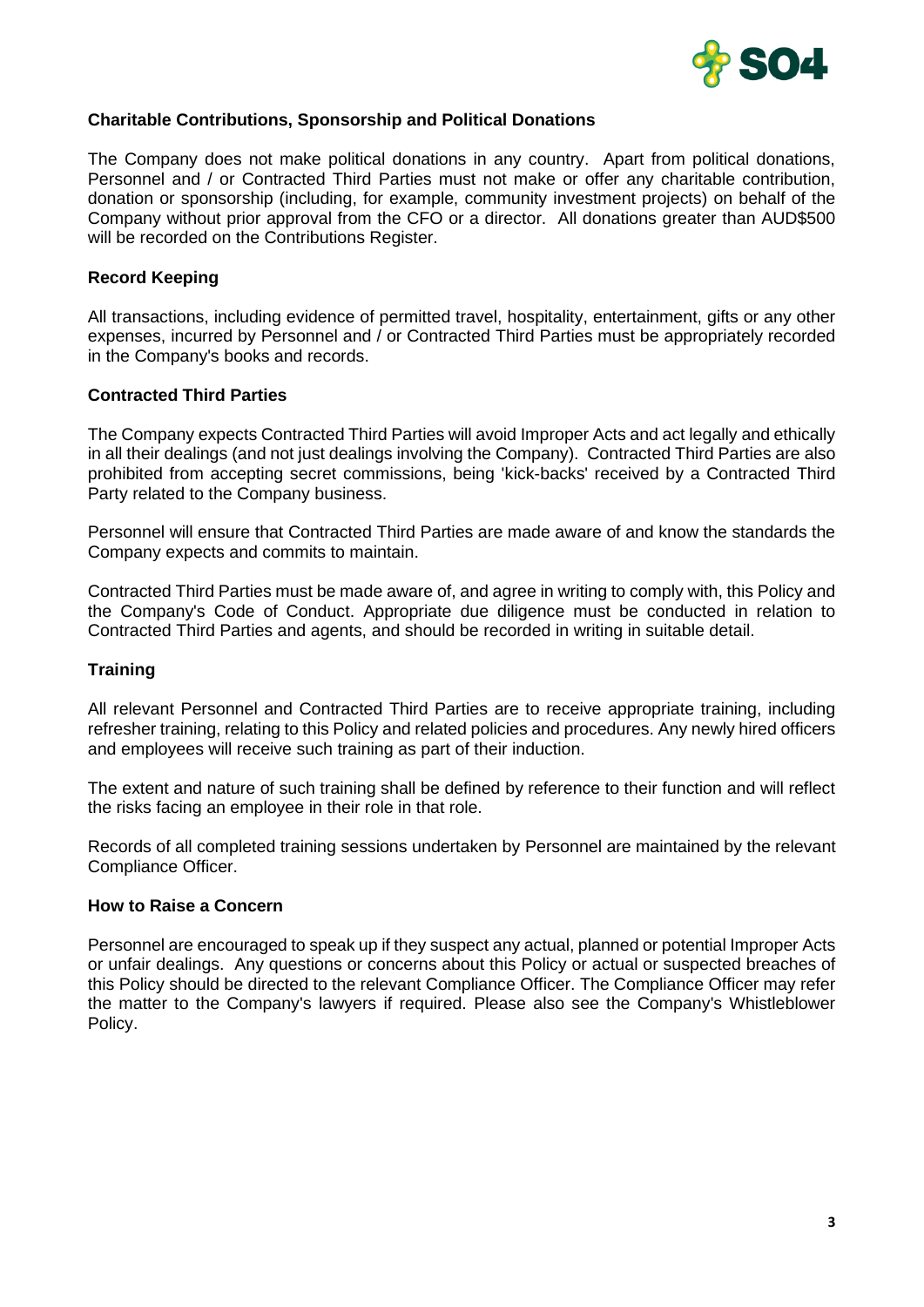### Charitable Contributions, Sponsorship and Political Donations

The Company does not make political donations in any country. Apart from political donations, Personnel and / or Contracted Third Parties must not make or offer any charitable contribution, donation or sponsorship (including, for example, community investment projects) on behalf of the Company without prior approval from the CFO or a director. All donations greater than AUD$500 will be recorded on the Contributions Register.

### Record Keeping

All transactions, including evidence of permitted travel, hospitality, entertainment, gifts or any other expenses, incurred by Personnel and / or Contracted Third Parties must be appropriately recorded in the Company's books and records.

### Contracted Third Parties

The Company expects Contracted Third Parties will avoid Improper Acts and act legally and ethically in all their dealings (and not just dealings involving the Company). Contracted Third Parties are also prohibited from accepting secret commissions, being 'kick-backs' received by a Contracted Third Party related to the Company business.

Personnel will ensure that Contracted Third Parties are made aware of and know the standards the Company expects and commits to maintain.

Contracted Third Parties must be made aware of, and agree in writing to comply with, this Policy and the Company's Code of Conduct. Appropriate due diligence must be conducted in relation to Contracted Third Parties and agents, and should be recorded in writing in suitable detail.

### Training

All relevant Personnel and Contracted Third Parties are to receive appropriate training, including refresher training, relating to this Policy and related policies and procedures. Any newly hired officers and employees will receive such training as part of their induction.

The extent and nature of such training shall be defined by reference to their function and will reflect the risks facing an employee in their role in that role.

Records of all completed training sessions undertaken by Personnel are maintained by the relevant Compliance Officer.

### How to Raise a Concern

Personnel are encouraged to speak up if they suspect any actual, planned or potential Improper Acts or unfair dealings. Any questions or concerns about this Policy or actual or suspected breaches of this Policy should be directed to the relevant Compliance Officer. The Compliance Officer may refer the matter to the Company's lawyers if required. Please also see the Company's Whistleblower Policy.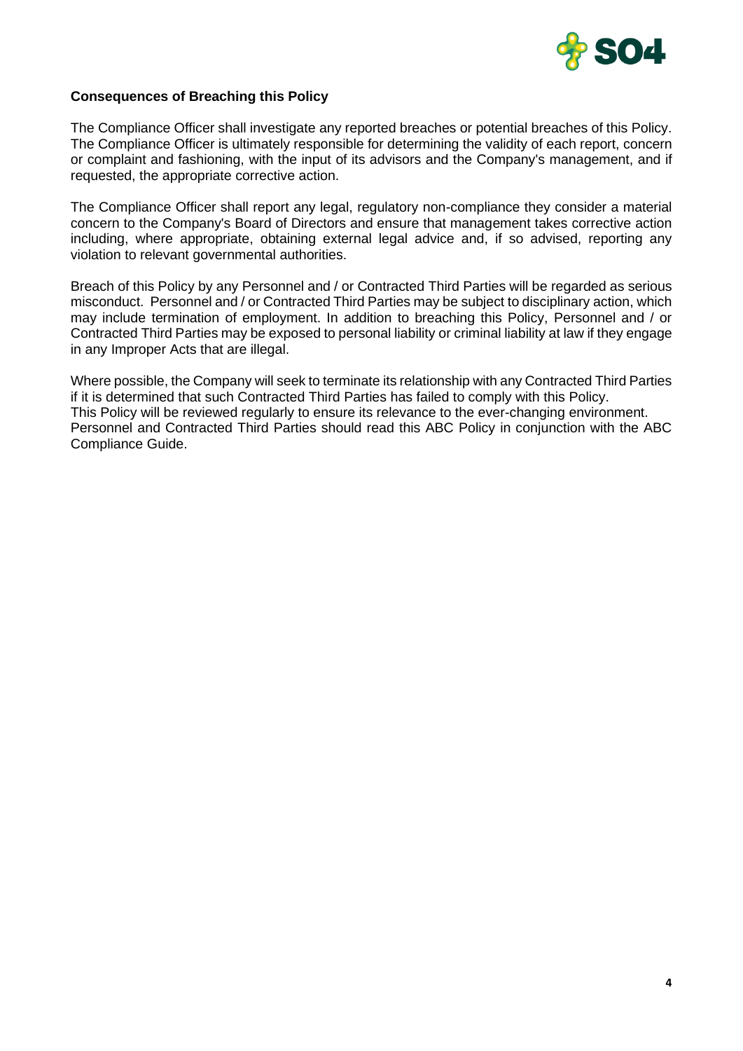**Consequences of Breaching this Policy**

The Compliance Officer shall investigate any reported breaches or potential breaches of this Policy. The Compliance Officer is ultimately responsible for determining the validity of each report, concern or complaint and fashioning, with the input of its advisors and the Company's management, and if requested, the appropriate corrective action.

The Compliance Officer shall report any legal, regulatory non-compliance they consider a material concern to the Company's Board of Directors and ensure that management takes corrective action including, where appropriate, obtaining external legal advice and, if so advised, reporting any violation to relevant governmental authorities.

Breach of this Policy by any Personnel and / or Contracted Third Parties will be regarded as serious misconduct. Personnel and / or Contracted Third Parties may be subject to disciplinary action, which may include termination of employment. In addition to breaching this Policy, Personnel and / or Contracted Third Parties may be exposed to personal liability or criminal liability at law if they engage in any Improper Acts that are illegal.

Where possible, the Company will seek to terminate its relationship with any Contracted Third Parties if it is determined that such Contracted Third Parties has failed to comply with this Policy.
This Policy will be reviewed regularly to ensure its relevance to the ever-changing environment.
Personnel and Contracted Third Parties should read this ABC Policy in conjunction with the ABC Compliance Guide.